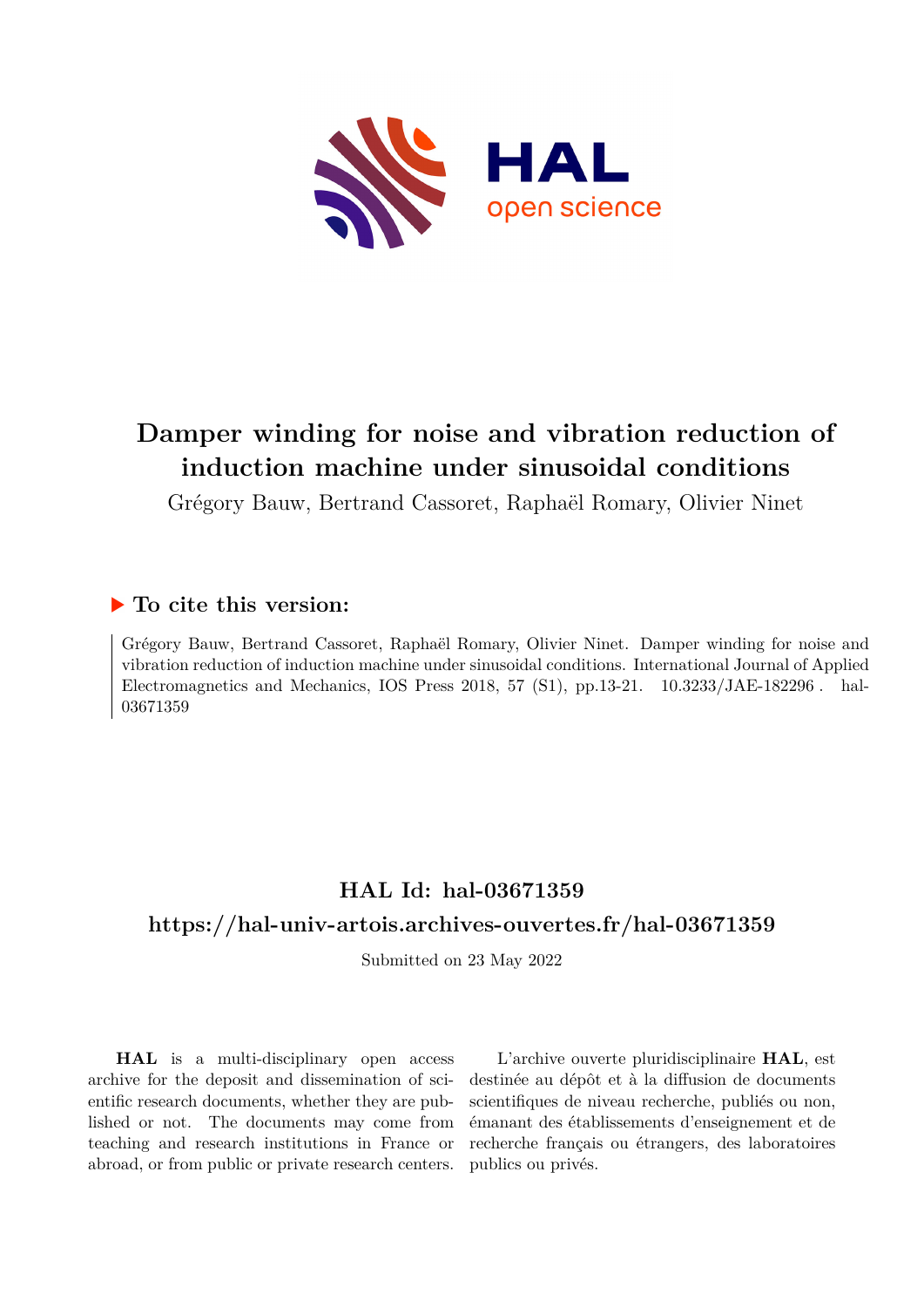# Damper winding for noise and vibration reduction of induction machine under sinusoidal conditions

Grégory Bauw, Bertrand Cassoret, Raphaël Romary, Olivier Ninet

## ▶ To cite this version:

Grégory Bauw, Bertrand Cassoret, Raphaël Romary, Olivier Ninet. Damper winding for noise and vibration reduction of induction machine under sinusoidal conditions. International Journal of Applied Electromagnetics and Mechanics, IOS Press 2018, 57 (S1), pp.13-21. 10.3233/JAE-182296. hal-03671359

## HAL Id: hal-03671359

## https://hal-univ-artois.archives-ouvertes.fr/hal-03671359

Submitted on 23 May 2022

**HAL** is a multi-disciplinary open access archive for the deposit and dissemination of scientific research documents, whether they are published or not. The documents may come from teaching and research institutions in France or abroad, or from public or private research centers.

L'archive ouverte pluridisciplinaire **HAL**, est destinée au dépôt et à la diffusion de documents scientifiques de niveau recherche, publiés ou non, émanant des établissements d'enseignement et de recherche français ou étrangers, des laboratoires publics ou privés.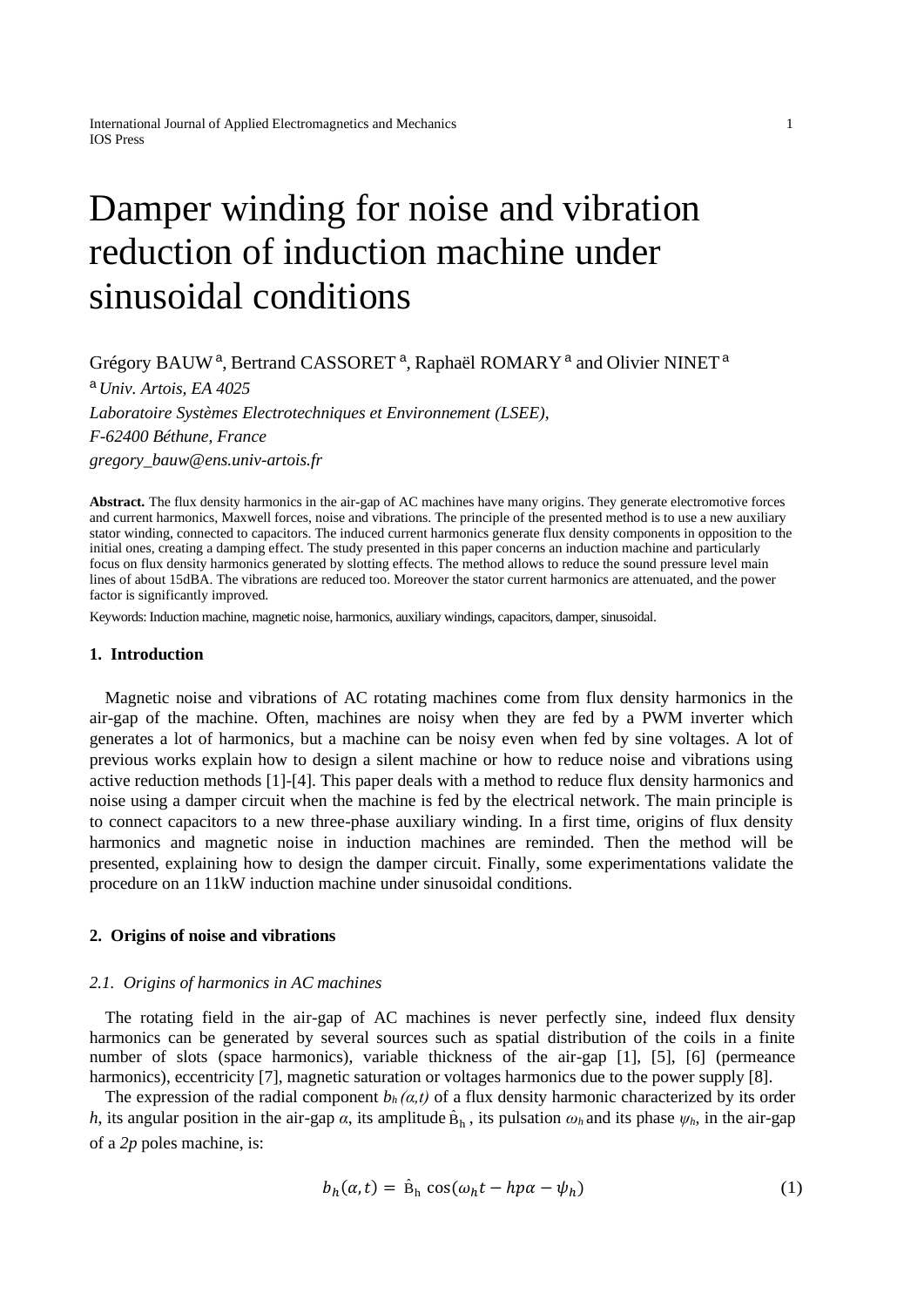# Damper winding for noise and vibration reduction of induction machine under sinusoidal conditions

Grégory BAUW [a], Bertrand CASSORET [a], Raphaël ROMARY [a] and Olivier NINET [a]

[a] *Univ. Artois, EA 4025*

*Laboratoire Systèmes Electrotechniques et Environnement (LSEE),*

*F-62400 Béthune, France*

*gregory_bauw@ens.univ-artois.fr*

**Abstract.** The flux density harmonics in the air-gap of AC machines have many origins. They generate electromotive forces and current harmonics, Maxwell forces, noise and vibrations. The principle of the presented method is to use a new auxiliary stator winding, connected to capacitors. The induced current harmonics generate flux density components in opposition to the initial ones, creating a damping effect. The study presented in this paper concerns an induction machine and particularly focus on flux density harmonics generated by slotting effects. The method allows to reduce the sound pressure level main lines of about 15dBA. The vibrations are reduced too. Moreover the stator current harmonics are attenuated, and the power factor is significantly improved.

Keywords: Induction machine, magnetic noise, harmonics, auxiliary windings, capacitors, damper, sinusoidal.

## 1. Introduction

Magnetic noise and vibrations of AC rotating machines come from flux density harmonics in the air-gap of the machine. Often, machines are noisy when they are fed by a PWM inverter which generates a lot of harmonics, but a machine can be noisy even when fed by sine voltages. A lot of previous works explain how to design a silent machine or how to reduce noise and vibrations using active reduction methods [1]-[4]. This paper deals with a method to reduce flux density harmonics and noise using a damper circuit when the machine is fed by the electrical network. The main principle is to connect capacitors to a new three-phase auxiliary winding. In a first time, origins of flux density harmonics and magnetic noise in induction machines are reminded. Then the method will be presented, explaining how to design the damper circuit. Finally, some experimentations validate the procedure on an 11kW induction machine under sinusoidal conditions.

## 2. Origins of noise and vibrations

### 2.1. Origins of harmonics in AC machines

The rotating field in the air-gap of AC machines is never perfectly sine, indeed flux density harmonics can be generated by several sources such as spatial distribution of the coils in a finite number of slots (space harmonics), variable thickness of the air-gap [1], [5], [6] (permeance harmonics), eccentricity [7], magnetic saturation or voltages harmonics due to the power supply [8].

The expression of the radial component $b_h(\alpha,t)$ of a flux density harmonic characterized by its order $h$, its angular position in the air-gap $\alpha$, its amplitude $\hat{B}_h$, its pulsation $\omega_h$ and its phase $\psi_h$, in the air-gap of a $2p$ poles machine, is:

$$b_h(\alpha,t) = \hat{B}_h \cos(\omega_h t - hp\alpha - \psi_h) \quad (1)$$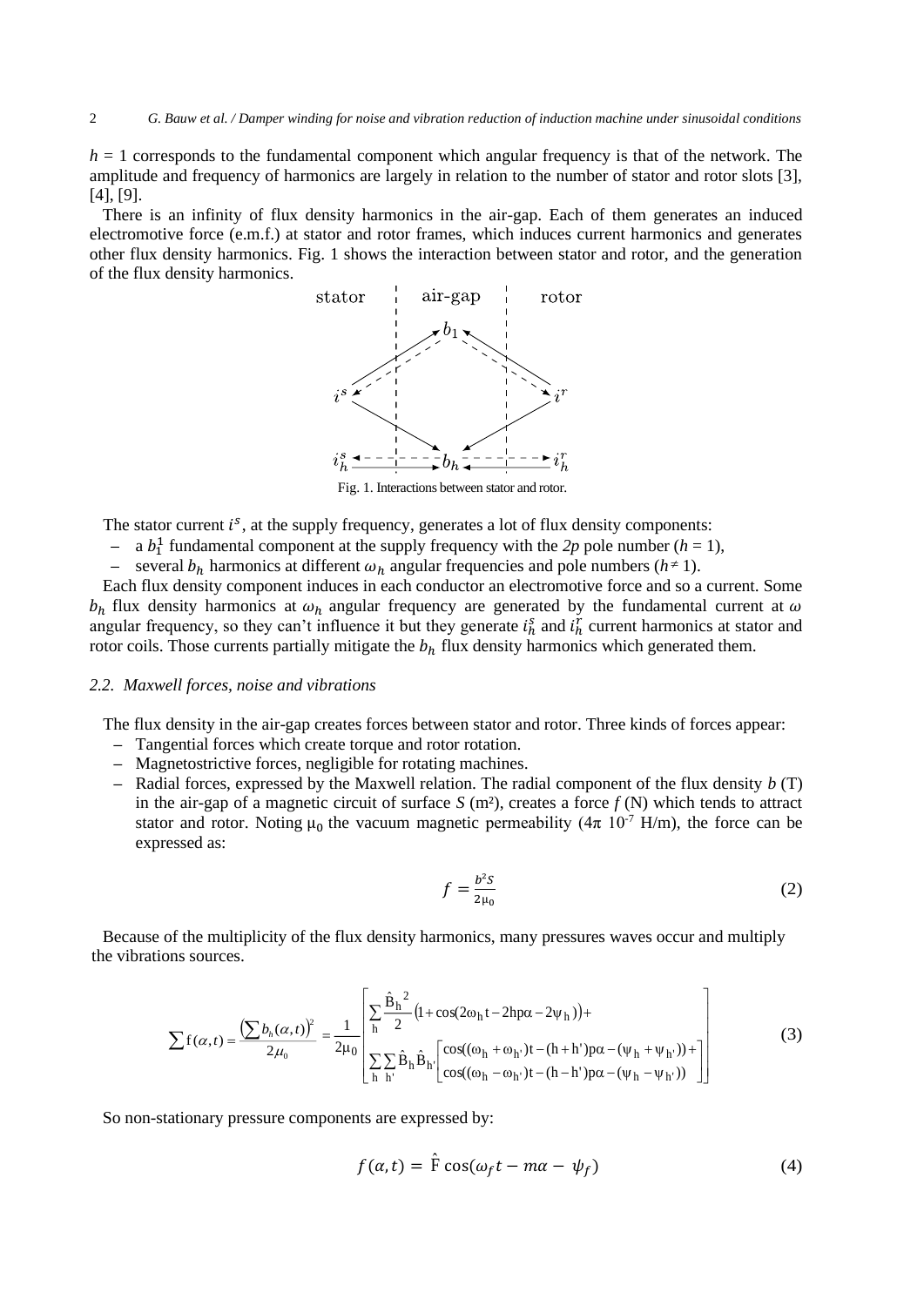$h = 1$ corresponds to the fundamental component which angular frequency is that of the network. The amplitude and frequency of harmonics are largely in relation to the number of stator and rotor slots [3], [4], [9].

There is an infinity of flux density harmonics in the air-gap. Each of them generates an induced electromotive force (e.m.f.) at stator and rotor frames, which induces current harmonics and generates other flux density harmonics. Fig. 1 shows the interaction between stator and rotor, and the generation of the flux density harmonics.

Fig. 1. Interactions between stator and rotor.

The stator current $i^s$, at the supply frequency, generates a lot of flux density components:

- a $b_1^1$ fundamental component at the supply frequency with the *2p* pole number ($h = 1$),
- several $b_h$ harmonics at different $\omega_h$ angular frequencies and pole numbers ($h \neq 1$).

Each flux density component induces in each conductor an electromotive force and so a current. Some $b_h$ flux density harmonics at $\omega_h$ angular frequency are generated by the fundamental current at $\omega$ angular frequency, so they can't influence it but they generate $i_h^s$ and $i_h^r$ current harmonics at stator and rotor coils. Those currents partially mitigate the $b_h$ flux density harmonics which generated them.

### *2.2. Maxwell forces, noise and vibrations*

The flux density in the air-gap creates forces between stator and rotor. Three kinds of forces appear:

- Tangential forces which create torque and rotor rotation.
- Magnetostrictive forces, negligible for rotating machines.
- Radial forces, expressed by the Maxwell relation. The radial component of the flux density $b$ (T) in the air-gap of a magnetic circuit of surface $S$ (m²), creates a force $f$ (N) which tends to attract stator and rotor. Noting $\mu_0$ the vacuum magnetic permeability ($4\pi\ 10^{-7}$ H/m), the force can be expressed as:

$$f = \frac{b^2 S}{2\mu_0} \tag{2}$$

Because of the multiplicity of the flux density harmonics, many pressures waves occur and multiply the vibrations sources.

$$\sum f(\alpha,t) = \frac{\left(\sum b_h(\alpha,t)\right)^2}{2\mu_0} = \frac{1}{2\mu_0}\left[\begin{array}{l}\sum\limits_h \frac{\hat{B}_h^{\ 2}}{2}\left(1+\cos(2\omega_h t - 2hp\alpha - 2\psi_h)\right)+ \\ \sum\limits_h \sum\limits_{h'} \hat{B}_h \hat{B}_{h'}\left[\begin{array}{l}\cos((\omega_h+\omega_{h'})t-(h+h')p\alpha-(\psi_h+\psi_{h'}))+ \\ \cos((\omega_h-\omega_{h'})t-(h-h')p\alpha-(\psi_h-\psi_{h'}))\end{array}\right]\end{array}\right] \tag{3}$$

So non-stationary pressure components are expressed by:

$$f(\alpha,t) = \hat{F}\cos(\omega_f t - m\alpha - \psi_f) \tag{4}$$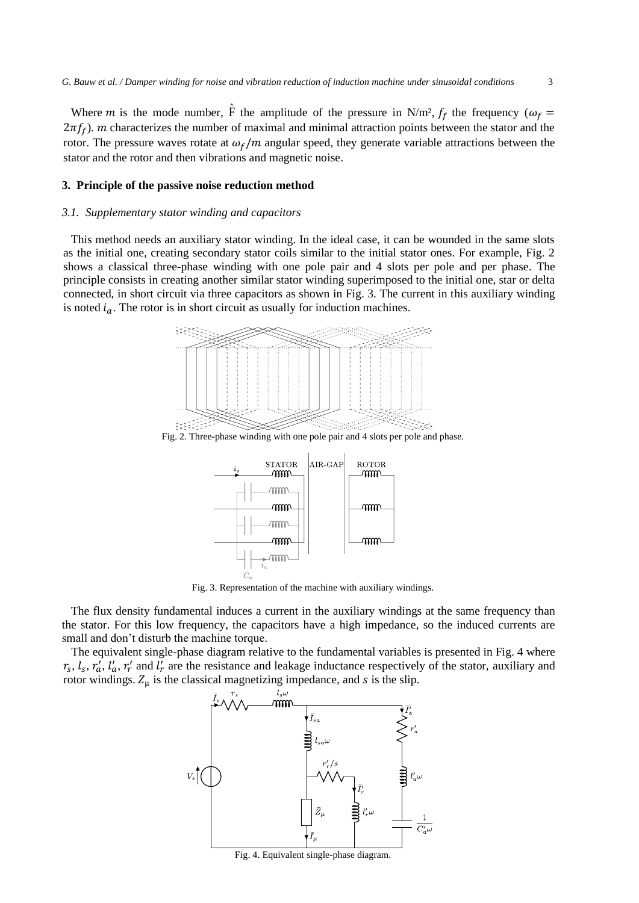Where $m$ is the mode number, $\hat{F}$ the amplitude of the pressure in N/m², $f_f$ the frequency ($\omega_f = 2\pi f_f$). $m$ characterizes the number of maximal and minimal attraction points between the stator and the rotor. The pressure waves rotate at $\omega_f/m$ angular speed, they generate variable attractions between the stator and the rotor and then vibrations and magnetic noise.

## 3. Principle of the passive noise reduction method

### *3.1. Supplementary stator winding and capacitors*

This method needs an auxiliary stator winding. In the ideal case, it can be wounded in the same slots as the initial one, creating secondary stator coils similar to the initial stator ones. For example, Fig. 2 shows a classical three-phase winding with one pole pair and 4 slots per pole and per phase. The principle consists in creating another similar stator winding superimposed to the initial one, star or delta connected, in short circuit via three capacitors as shown in Fig. 3. The current in this auxiliary winding is noted $i_a$. The rotor is in short circuit as usually for induction machines.

Fig. 2. Three-phase winding with one pole pair and 4 slots per pole and phase.

Fig. 3. Representation of the machine with auxiliary windings.

The flux density fundamental induces a current in the auxiliary windings at the same frequency than the stator. For this low frequency, the capacitors have a high impedance, so the induced currents are small and don't disturb the machine torque.

The equivalent single-phase diagram relative to the fundamental variables is presented in Fig. 4 where $r_s$, $l_s$, $r'_a$, $l'_a$, $r'_r$ and $l'_r$ are the resistance and leakage inductance respectively of the stator, auxiliary and rotor windings. $Z_\mu$ is the classical magnetizing impedance, and $s$ is the slip.

Fig. 4. Equivalent single-phase diagram.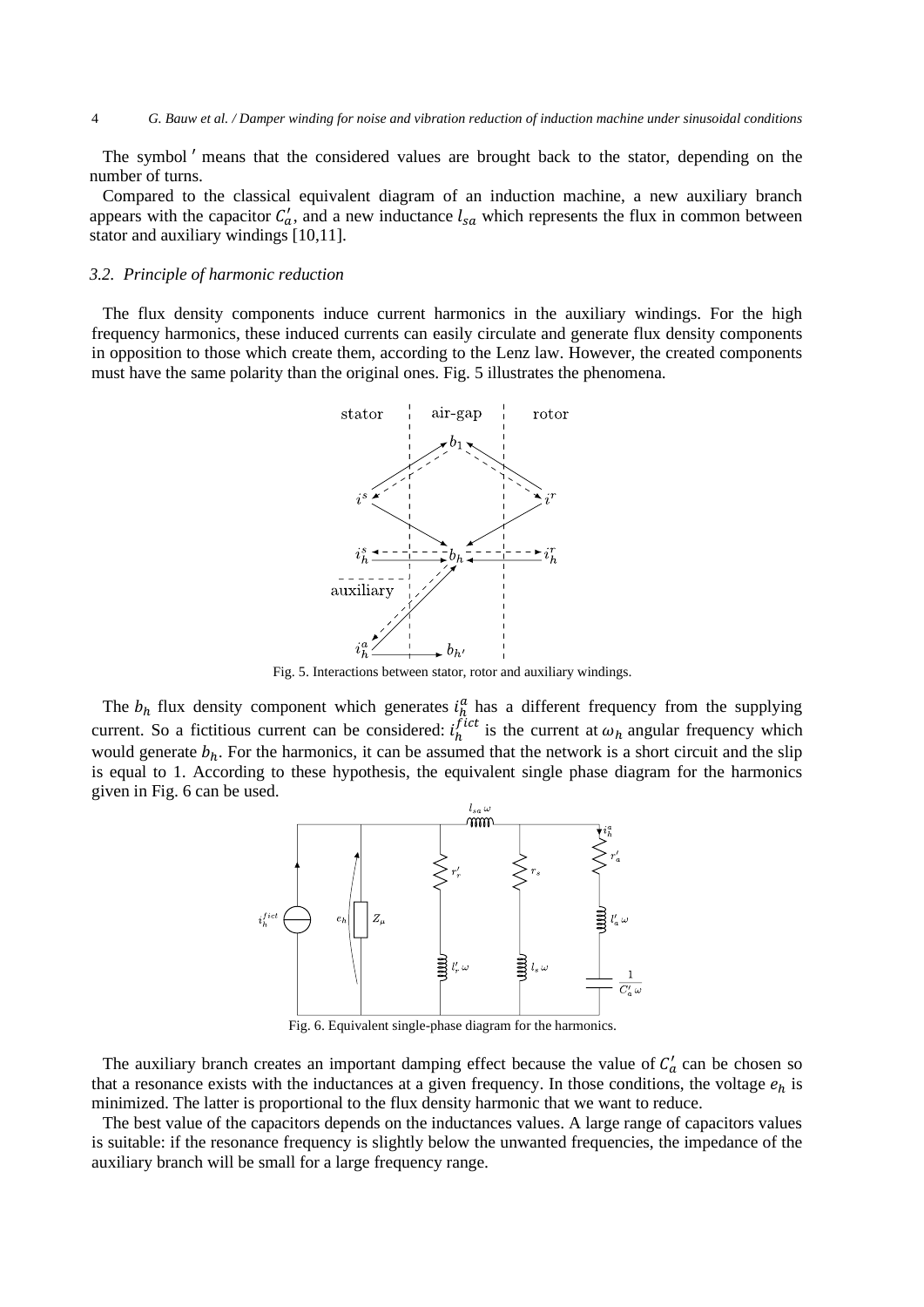The symbol $'$ means that the considered values are brought back to the stator, depending on the number of turns.

Compared to the classical equivalent diagram of an induction machine, a new auxiliary branch appears with the capacitor $C_a'$, and a new inductance $l_{sa}$ which represents the flux in common between stator and auxiliary windings [10,11].

### 3.2. Principle of harmonic reduction

The flux density components induce current harmonics in the auxiliary windings. For the high frequency harmonics, these induced currents can easily circulate and generate flux density components in opposition to those which create them, according to the Lenz law. However, the created components must have the same polarity than the original ones. Fig. 5 illustrates the phenomena.

Fig. 5. Interactions between stator, rotor and auxiliary windings.

The $b_h$ flux density component which generates $i_h^a$ has a different frequency from the supplying current. So a fictitious current can be considered: $i_h^{fict}$ is the current at $\omega_h$ angular frequency which would generate $b_h$. For the harmonics, it can be assumed that the network is a short circuit and the slip is equal to 1. According to these hypothesis, the equivalent single phase diagram for the harmonics given in Fig. 6 can be used.

Fig. 6. Equivalent single-phase diagram for the harmonics.

The auxiliary branch creates an important damping effect because the value of $C_a'$ can be chosen so that a resonance exists with the inductances at a given frequency. In those conditions, the voltage $e_h$ is minimized. The latter is proportional to the flux density harmonic that we want to reduce.

The best value of the capacitors depends on the inductances values. A large range of capacitors values is suitable: if the resonance frequency is slightly below the unwanted frequencies, the impedance of the auxiliary branch will be small for a large frequency range.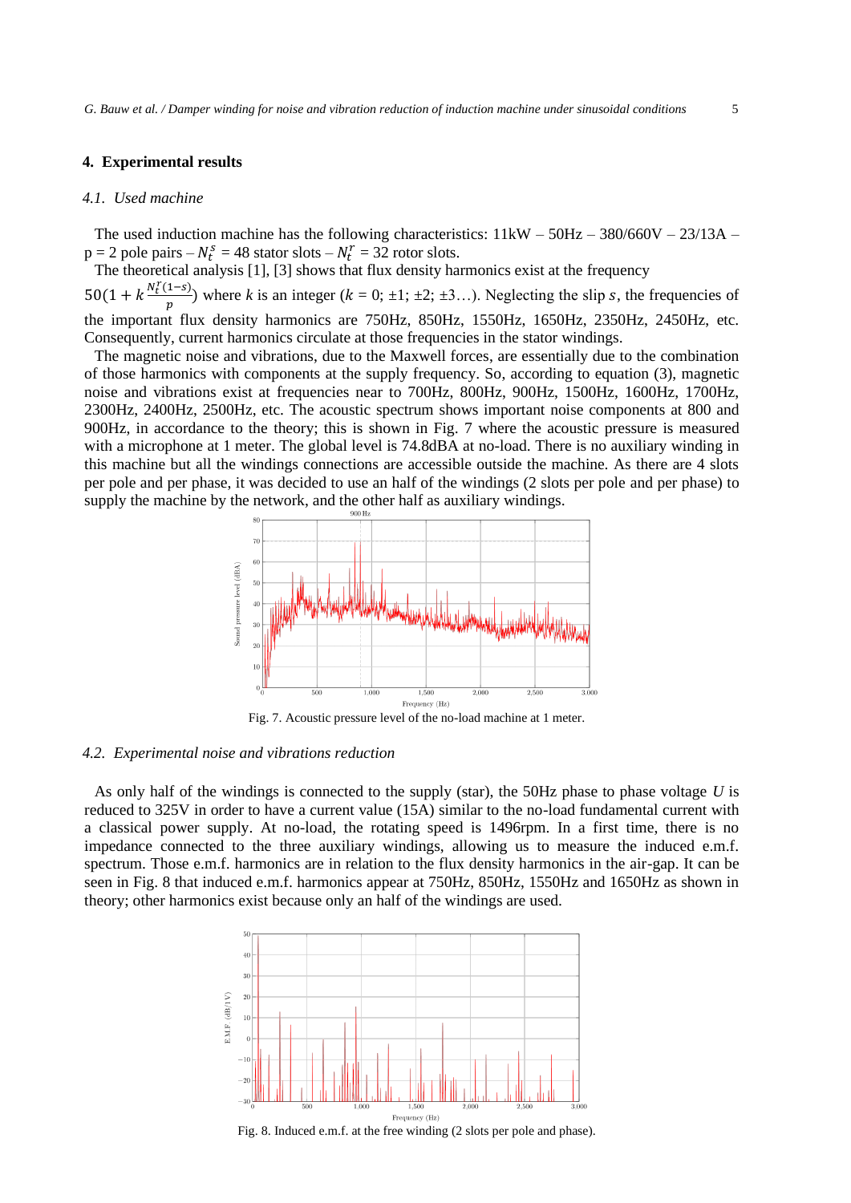## 4. Experimental results

### 4.1. Used machine

The used induction machine has the following characteristics: 11kW – 50Hz – 380/660V – 23/13A – p = 2 pole pairs – $N_t^s$ = 48 stator slots – $N_t^r$ = 32 rotor slots.

The theoretical analysis [1], [3] shows that flux density harmonics exist at the frequency $50(1 + k\frac{N_t^r(1-s)}{p})$ where $k$ is an integer ($k$ = 0; ±1; ±2; ±3…). Neglecting the slip $s$, the frequencies of the important flux density harmonics are 750Hz, 850Hz, 1550Hz, 1650Hz, 2350Hz, 2450Hz, etc. Consequently, current harmonics circulate at those frequencies in the stator windings.

The magnetic noise and vibrations, due to the Maxwell forces, are essentially due to the combination of those harmonics with components at the supply frequency. So, according to equation (3), magnetic noise and vibrations exist at frequencies near to 700Hz, 800Hz, 900Hz, 1500Hz, 1600Hz, 1700Hz, 2300Hz, 2400Hz, 2500Hz, etc. The acoustic spectrum shows important noise components at 800 and 900Hz, in accordance to the theory; this is shown in Fig. 7 where the acoustic pressure is measured with a microphone at 1 meter. The global level is 74.8dBA at no-load. There is no auxiliary winding in this machine but all the windings connections are accessible outside the machine. As there are 4 slots per pole and per phase, it was decided to use an half of the windings (2 slots per pole and per phase) to supply the machine by the network, and the other half as auxiliary windings.

Fig. 7. Acoustic pressure level of the no-load machine at 1 meter.

### 4.2. Experimental noise and vibrations reduction

As only half of the windings is connected to the supply (star), the 50Hz phase to phase voltage $U$ is reduced to 325V in order to have a current value (15A) similar to the no-load fundamental current with a classical power supply. At no-load, the rotating speed is 1496rpm. In a first time, there is no impedance connected to the three auxiliary windings, allowing us to measure the induced e.m.f. spectrum. Those e.m.f. harmonics are in relation to the flux density harmonics in the air-gap. It can be seen in Fig. 8 that induced e.m.f. harmonics appear at 750Hz, 850Hz, 1550Hz and 1650Hz as shown in theory; other harmonics exist because only an half of the windings are used.

Fig. 8. Induced e.m.f. at the free winding (2 slots per pole and phase).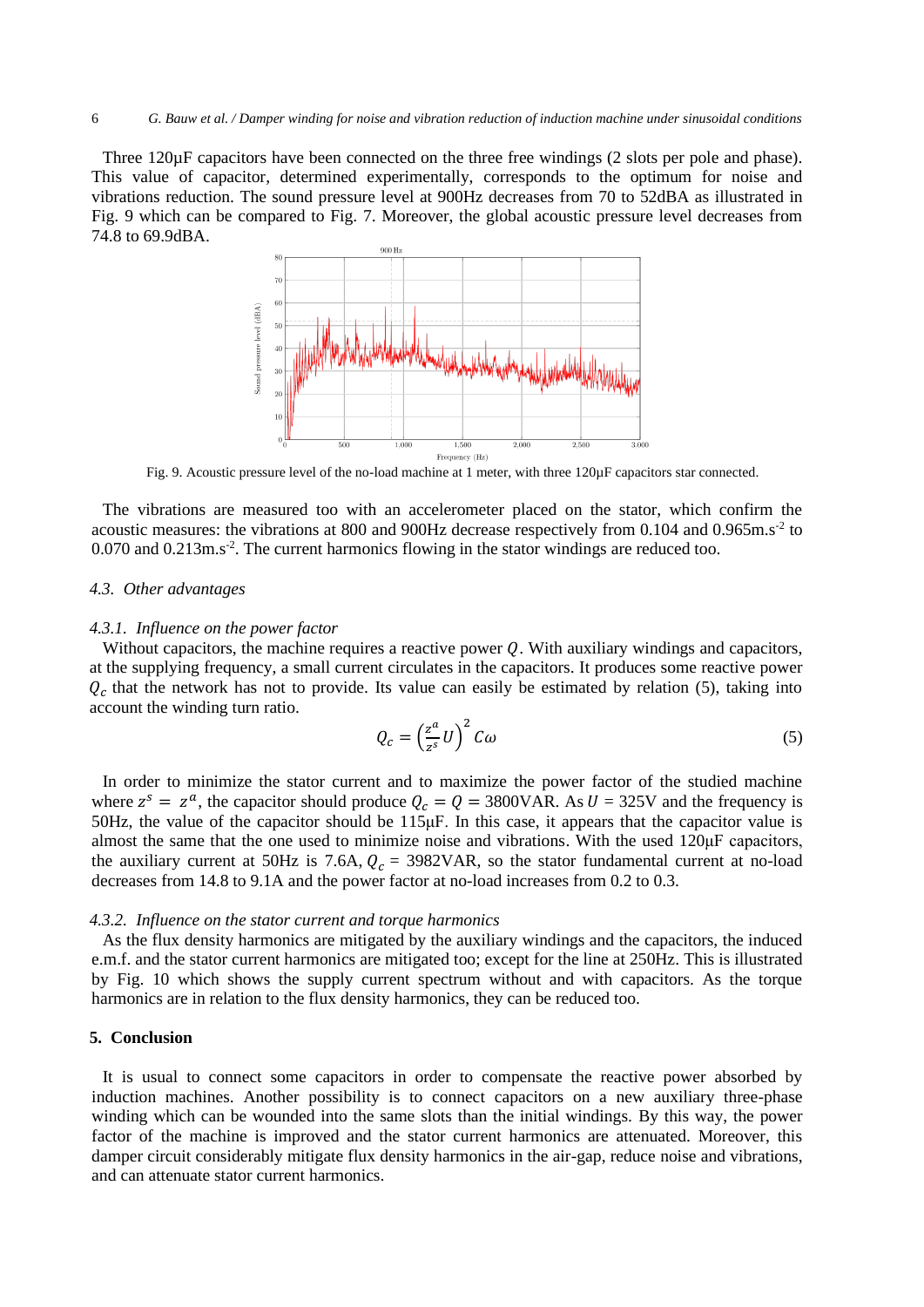Three 120µF capacitors have been connected on the three free windings (2 slots per pole and phase). This value of capacitor, determined experimentally, corresponds to the optimum for noise and vibrations reduction. The sound pressure level at 900Hz decreases from 70 to 52dBA as illustrated in Fig. 9 which can be compared to Fig. 7. Moreover, the global acoustic pressure level decreases from 74.8 to 69.9dBA.

Fig. 9. Acoustic pressure level of the no-load machine at 1 meter, with three 120µF capacitors star connected.

The vibrations are measured too with an accelerometer placed on the stator, which confirm the acoustic measures: the vibrations at 800 and 900Hz decrease respectively from 0.104 and 0.965m.s$^{-2}$ to 0.070 and 0.213m.s$^{-2}$. The current harmonics flowing in the stator windings are reduced too.

### *4.3. Other advantages*

#### *4.3.1. Influence on the power factor*

Without capacitors, the machine requires a reactive power $Q$. With auxiliary windings and capacitors, at the supplying frequency, a small current circulates in the capacitors. It produces some reactive power $Q_c$ that the network has not to provide. Its value can easily be estimated by relation (5), taking into account the winding turn ratio.

$$Q_c = \left(\frac{z^a}{z^s}U\right)^2 C\omega \tag{5}$$

In order to minimize the stator current and to maximize the power factor of the studied machine where $z^s = z^a$, the capacitor should produce $Q_c = Q = 3800$VAR. As $U = 325$V and the frequency is 50Hz, the value of the capacitor should be 115µF. In this case, it appears that the capacitor value is almost the same that the one used to minimize noise and vibrations. With the used 120µF capacitors, the auxiliary current at 50Hz is 7.6A, $Q_c$ = 3982VAR, so the stator fundamental current at no-load decreases from 14.8 to 9.1A and the power factor at no-load increases from 0.2 to 0.3.

#### *4.3.2. Influence on the stator current and torque harmonics*

As the flux density harmonics are mitigated by the auxiliary windings and the capacitors, the induced e.m.f. and the stator current harmonics are mitigated too; except for the line at 250Hz. This is illustrated by Fig. 10 which shows the supply current spectrum without and with capacitors. As the torque harmonics are in relation to the flux density harmonics, they can be reduced too.

## 5. Conclusion

It is usual to connect some capacitors in order to compensate the reactive power absorbed by induction machines. Another possibility is to connect capacitors on a new auxiliary three-phase winding which can be wounded into the same slots than the initial windings. By this way, the power factor of the machine is improved and the stator current harmonics are attenuated. Moreover, this damper circuit considerably mitigate flux density harmonics in the air-gap, reduce noise and vibrations, and can attenuate stator current harmonics.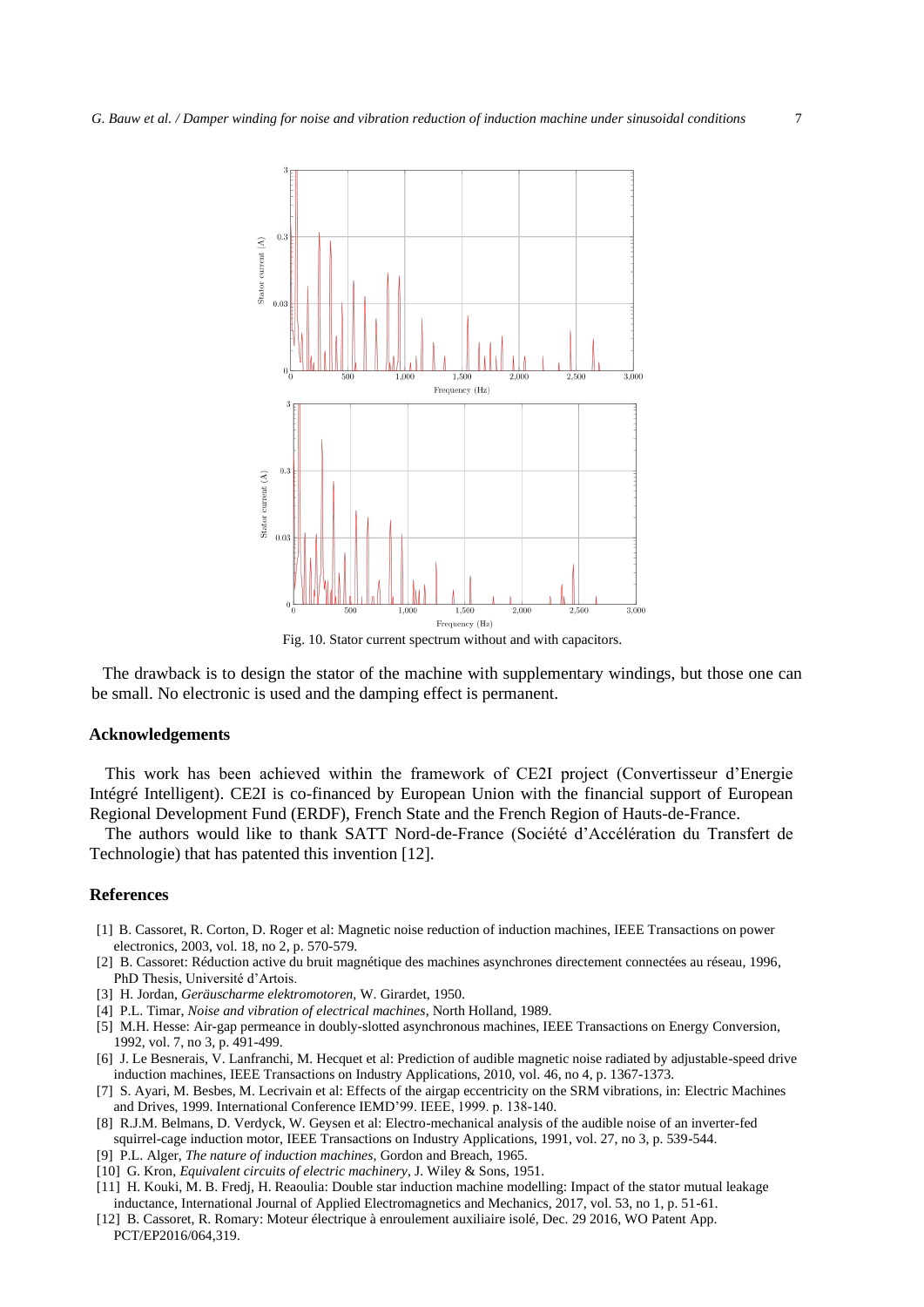Stator current (A)

3

0.3

0.03

0

0 500 1,000 1,500 2,000 2,500 3,000

Frequency (Hz)

Stator current (A)

3

0.3

0.03

0

0 500 1,000 1,500 2,000 2,500 3,000

Frequency (Hz)

Fig. 10. Stator current spectrum without and with capacitors.

The drawback is to design the stator of the machine with supplementary windings, but those one can be small. No electronic is used and the damping effect is permanent.

## Acknowledgements

This work has been achieved within the framework of CE2I project (Convertisseur d'Energie Intégré Intelligent). CE2I is co-financed by European Union with the financial support of European Regional Development Fund (ERDF), French State and the French Region of Hauts-de-France.

The authors would like to thank SATT Nord-de-France (Société d'Accélération du Transfert de Technologie) that has patented this invention [12].

## References

[1] B. Cassoret, R. Corton, D. Roger et al: Magnetic noise reduction of induction machines, IEEE Transactions on power electronics, 2003, vol. 18, no 2, p. 570-579.

[2] B. Cassoret: Réduction active du bruit magnétique des machines asynchrones directement connectées au réseau, 1996, PhD Thesis, Université d'Artois.

[3] H. Jordan, *Geräuscharme elektromotoren*, W. Girardet, 1950.

[4] P.L. Timar, *Noise and vibration of electrical machines*, North Holland, 1989.

[5] M.H. Hesse: Air-gap permeance in doubly-slotted asynchronous machines, IEEE Transactions on Energy Conversion, 1992, vol. 7, no 3, p. 491-499.

[6] J. Le Besnerais, V. Lanfranchi, M. Hecquet et al: Prediction of audible magnetic noise radiated by adjustable-speed drive induction machines, IEEE Transactions on Industry Applications, 2010, vol. 46, no 4, p. 1367-1373.

[7] S. Ayari, M. Besbes, M. Lecrivain et al: Effects of the airgap eccentricity on the SRM vibrations, in: Electric Machines and Drives, 1999. International Conference IEMD'99. IEEE, 1999. p. 138-140.

[8] R.J.M. Belmans, D. Verdyck, W. Geysen et al: Electro-mechanical analysis of the audible noise of an inverter-fed squirrel-cage induction motor, IEEE Transactions on Industry Applications, 1991, vol. 27, no 3, p. 539-544.

[9] P.L. Alger, *The nature of induction machines*, Gordon and Breach, 1965.

[10] G. Kron, *Equivalent circuits of electric machinery*, J. Wiley & Sons, 1951.

[11] H. Kouki, M. B. Fredj, H. Reaoulia: Double star induction machine modelling: Impact of the stator mutual leakage inductance, International Journal of Applied Electromagnetics and Mechanics, 2017, vol. 53, no 1, p. 51-61.

[12] B. Cassoret, R. Romary: Moteur électrique à enroulement auxiliaire isolé, Dec. 29 2016, WO Patent App. PCT/EP2016/064,319.